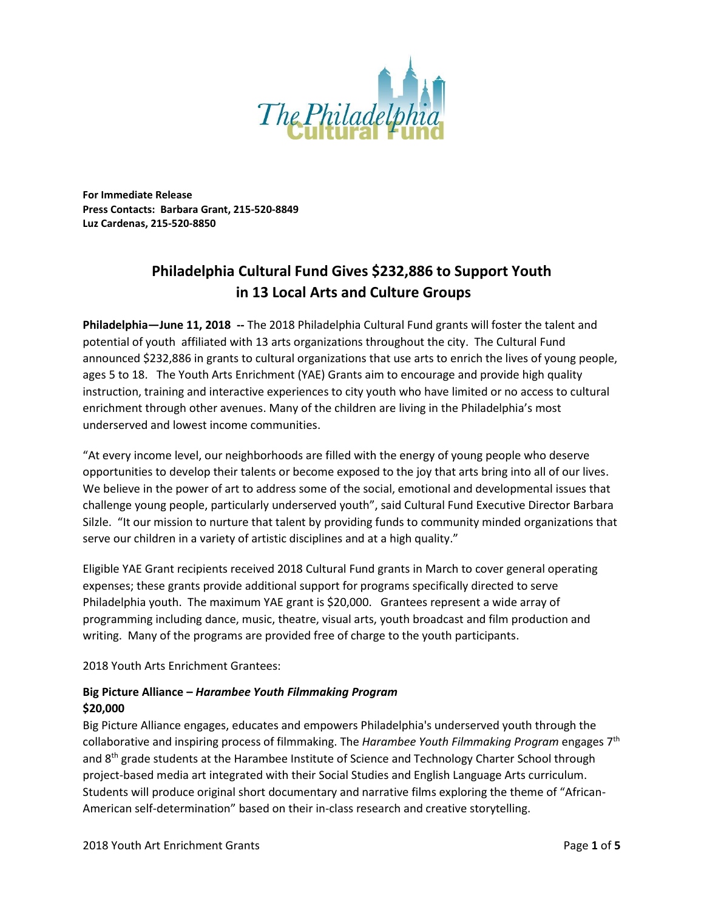**For Immediate Release**
**Press Contacts: Barbara Grant, 215-520-8849**
**Luz Cardenas, 215-520-8850**

# Philadelphia Cultural Fund Gives $232,886 to Support Youth in 13 Local Arts and Culture Groups

**Philadelphia—June 11, 2018 --** The 2018 Philadelphia Cultural Fund grants will foster the talent and potential of youth affiliated with 13 arts organizations throughout the city. The Cultural Fund announced $232,886 in grants to cultural organizations that use arts to enrich the lives of young people, ages 5 to 18. The Youth Arts Enrichment (YAE) Grants aim to encourage and provide high quality instruction, training and interactive experiences to city youth who have limited or no access to cultural enrichment through other avenues. Many of the children are living in the Philadelphia's most underserved and lowest income communities.

"At every income level, our neighborhoods are filled with the energy of young people who deserve opportunities to develop their talents or become exposed to the joy that arts bring into all of our lives. We believe in the power of art to address some of the social, emotional and developmental issues that challenge young people, particularly underserved youth", said Cultural Fund Executive Director Barbara Silzle. "It our mission to nurture that talent by providing funds to community minded organizations that serve our children in a variety of artistic disciplines and at a high quality."

Eligible YAE Grant recipients received 2018 Cultural Fund grants in March to cover general operating expenses; these grants provide additional support for programs specifically directed to serve Philadelphia youth. The maximum YAE grant is $20,000. Grantees represent a wide array of programming including dance, music, theatre, visual arts, youth broadcast and film production and writing. Many of the programs are provided free of charge to the youth participants.

2018 Youth Arts Enrichment Grantees:

**Big Picture Alliance – *Harambee Youth Filmmaking Program***
**$20,000**
Big Picture Alliance engages, educates and empowers Philadelphia's underserved youth through the collaborative and inspiring process of filmmaking. The *Harambee Youth Filmmaking Program* engages 7th and 8th grade students at the Harambee Institute of Science and Technology Charter School through project-based media art integrated with their Social Studies and English Language Arts curriculum. Students will produce original short documentary and narrative films exploring the theme of "African-American self-determination" based on their in-class research and creative storytelling.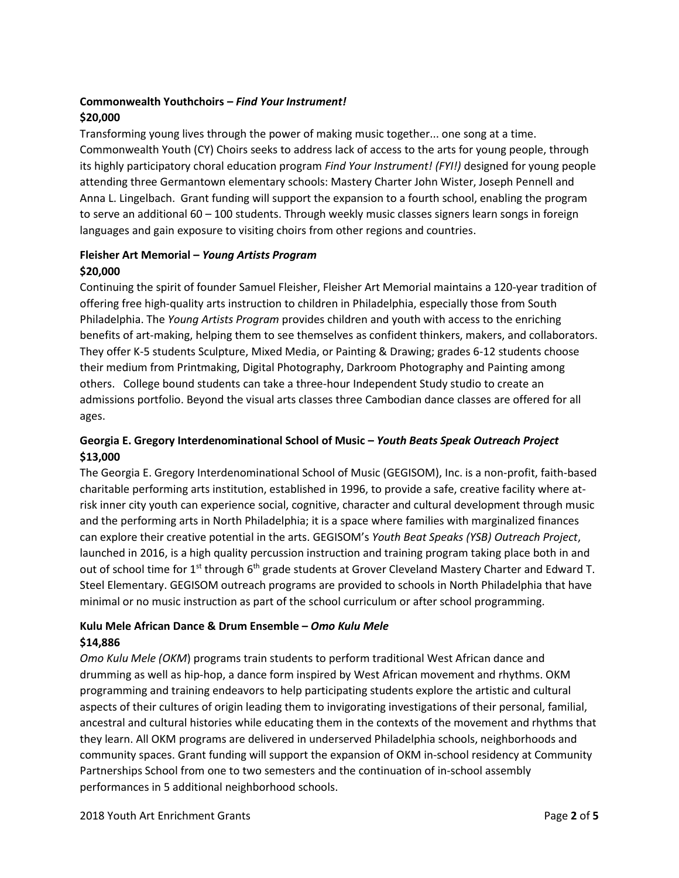**Commonwealth Youthchoirs – *Find Your Instrument!***
**$20,000**

Transforming young lives through the power of making music together... one song at a time. Commonwealth Youth (CY) Choirs seeks to address lack of access to the arts for young people, through its highly participatory choral education program *Find Your Instrument! (FYI!)* designed for young people attending three Germantown elementary schools: Mastery Charter John Wister, Joseph Pennell and Anna L. Lingelbach. Grant funding will support the expansion to a fourth school, enabling the program to serve an additional 60 – 100 students. Through weekly music classes signers learn songs in foreign languages and gain exposure to visiting choirs from other regions and countries.

**Fleisher Art Memorial – *Young Artists Program***
**$20,000**

Continuing the spirit of founder Samuel Fleisher, Fleisher Art Memorial maintains a 120-year tradition of offering free high-quality arts instruction to children in Philadelphia, especially those from South Philadelphia. The *Young Artists Program* provides children and youth with access to the enriching benefits of art-making, helping them to see themselves as confident thinkers, makers, and collaborators. They offer K-5 students Sculpture, Mixed Media, or Painting & Drawing; grades 6-12 students choose their medium from Printmaking, Digital Photography, Darkroom Photography and Painting among others. College bound students can take a three-hour Independent Study studio to create an admissions portfolio. Beyond the visual arts classes three Cambodian dance classes are offered for all ages.

**Georgia E. Gregory Interdenominational School of Music – *Youth Beats Speak Outreach Project***
**$13,000**

The Georgia E. Gregory Interdenominational School of Music (GEGISOM), Inc. is a non-profit, faith-based charitable performing arts institution, established in 1996, to provide a safe, creative facility where at-risk inner city youth can experience social, cognitive, character and cultural development through music and the performing arts in North Philadelphia; it is a space where families with marginalized finances can explore their creative potential in the arts. GEGISOM's *Youth Beat Speaks (YSB) Outreach Project*, launched in 2016, is a high quality percussion instruction and training program taking place both in and out of school time for 1st through 6th grade students at Grover Cleveland Mastery Charter and Edward T. Steel Elementary. GEGISOM outreach programs are provided to schools in North Philadelphia that have minimal or no music instruction as part of the school curriculum or after school programming.

**Kulu Mele African Dance & Drum Ensemble – *Omo Kulu Mele***
**$14,886**

*Omo Kulu Mele (OKM*) programs train students to perform traditional West African dance and drumming as well as hip-hop, a dance form inspired by West African movement and rhythms. OKM programming and training endeavors to help participating students explore the artistic and cultural aspects of their cultures of origin leading them to invigorating investigations of their personal, familial, ancestral and cultural histories while educating them in the contexts of the movement and rhythms that they learn. All OKM programs are delivered in underserved Philadelphia schools, neighborhoods and community spaces. Grant funding will support the expansion of OKM in-school residency at Community Partnerships School from one to two semesters and the continuation of in-school assembly performances in 5 additional neighborhood schools.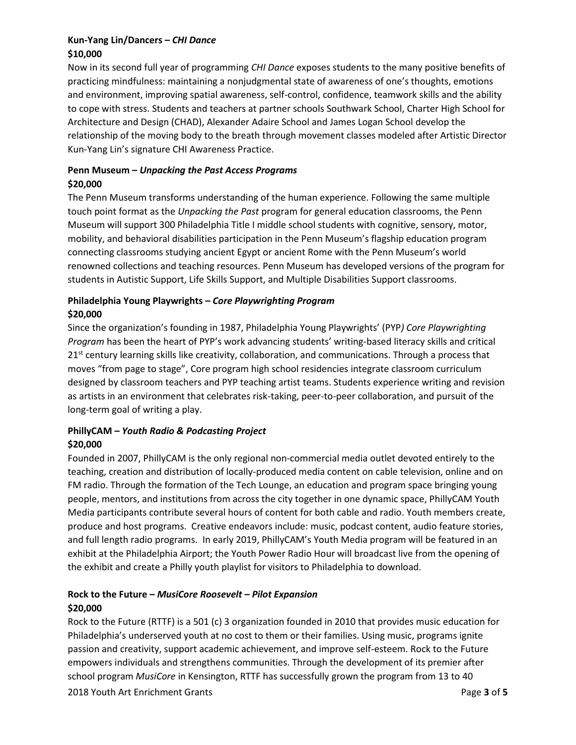**Kun-Yang Lin/Dancers – *CHI Dance***
**$10,000**

Now in its second full year of programming *CHI Dance* exposes students to the many positive benefits of practicing mindfulness: maintaining a nonjudgmental state of awareness of one's thoughts, emotions and environment, improving spatial awareness, self-control, confidence, teamwork skills and the ability to cope with stress. Students and teachers at partner schools Southwark School, Charter High School for Architecture and Design (CHAD), Alexander Adaire School and James Logan School develop the relationship of the moving body to the breath through movement classes modeled after Artistic Director Kun-Yang Lin's signature CHI Awareness Practice.

**Penn Museum – *Unpacking the Past Access Programs***
**$20,000**

The Penn Museum transforms understanding of the human experience. Following the same multiple touch point format as the *Unpacking the Past* program for general education classrooms, the Penn Museum will support 300 Philadelphia Title I middle school students with cognitive, sensory, motor, mobility, and behavioral disabilities participation in the Penn Museum's flagship education program connecting classrooms studying ancient Egypt or ancient Rome with the Penn Museum's world renowned collections and teaching resources. Penn Museum has developed versions of the program for students in Autistic Support, Life Skills Support, and Multiple Disabilities Support classrooms.

**Philadelphia Young Playwrights – *Core Playwrighting Program***
**$20,000**

Since the organization's founding in 1987, Philadelphia Young Playwrights' (PYP*) Core Playwrighting Program* has been the heart of PYP's work advancing students' writing-based literacy skills and critical 21st century learning skills like creativity, collaboration, and communications. Through a process that moves "from page to stage", Core program high school residencies integrate classroom curriculum designed by classroom teachers and PYP teaching artist teams. Students experience writing and revision as artists in an environment that celebrates risk-taking, peer-to-peer collaboration, and pursuit of the long-term goal of writing a play.

**PhillyCAM – *Youth Radio & Podcasting Project***
**$20,000**

Founded in 2007, PhillyCAM is the only regional non-commercial media outlet devoted entirely to the teaching, creation and distribution of locally-produced media content on cable television, online and on FM radio. Through the formation of the Tech Lounge, an education and program space bringing young people, mentors, and institutions from across the city together in one dynamic space, PhillyCAM Youth Media participants contribute several hours of content for both cable and radio. Youth members create, produce and host programs. Creative endeavors include: music, podcast content, audio feature stories, and full length radio programs. In early 2019, PhillyCAM's Youth Media program will be featured in an exhibit at the Philadelphia Airport; the Youth Power Radio Hour will broadcast live from the opening of the exhibit and create a Philly youth playlist for visitors to Philadelphia to download.

**Rock to the Future – *MusiCore Roosevelt – Pilot Expansion***
**$20,000**

Rock to the Future (RTTF) is a 501 (c) 3 organization founded in 2010 that provides music education for Philadelphia's underserved youth at no cost to them or their families. Using music, programs ignite passion and creativity, support academic achievement, and improve self-esteem. Rock to the Future empowers individuals and strengthens communities. Through the development of its premier after school program *MusiCore* in Kensington, RTTF has successfully grown the program from 13 to 40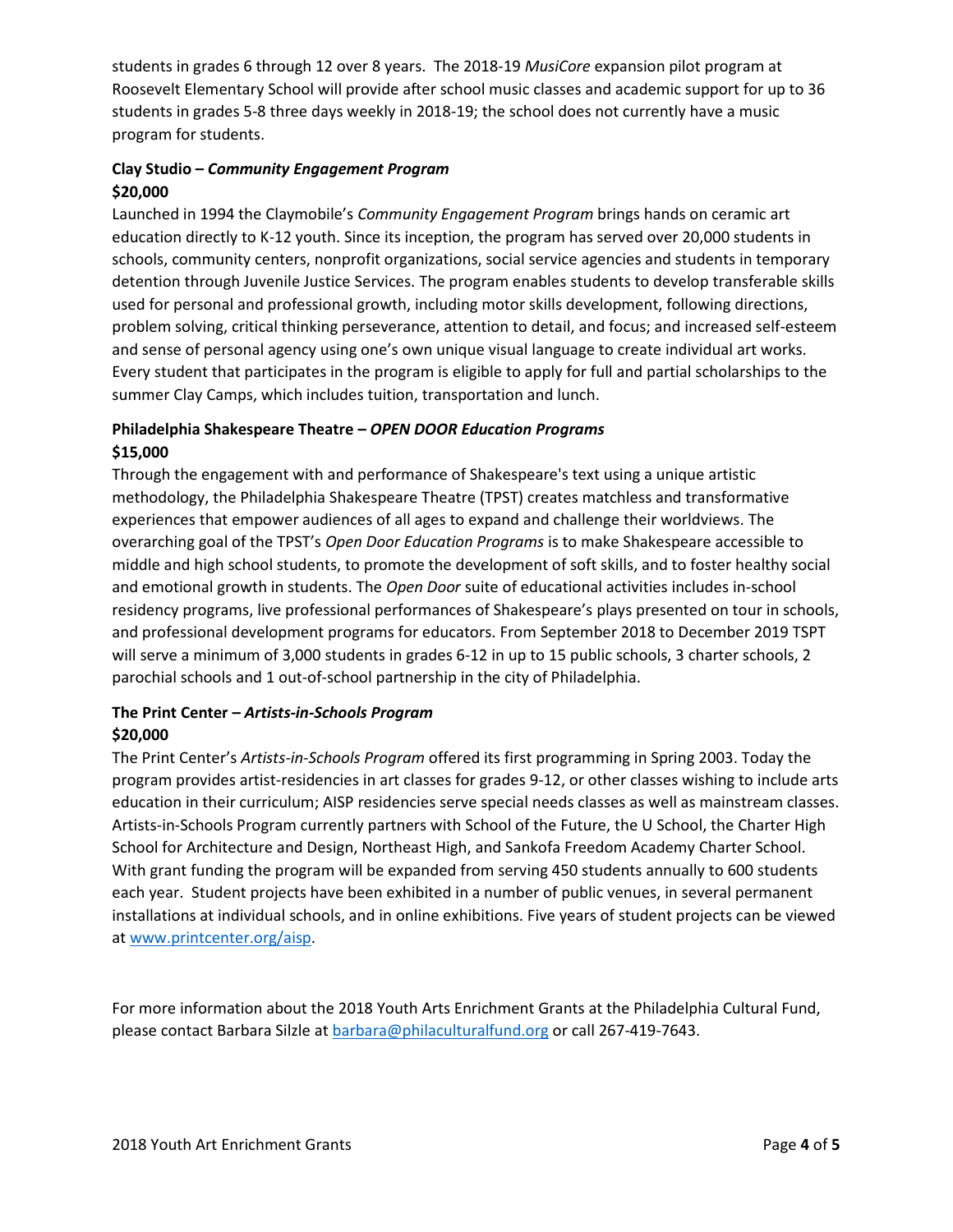students in grades 6 through 12 over 8 years. The 2018-19 *MusiCore* expansion pilot program at Roosevelt Elementary School will provide after school music classes and academic support for up to 36 students in grades 5-8 three days weekly in 2018-19; the school does not currently have a music program for students.

**Clay Studio – *Community Engagement Program***
**$20,000**

Launched in 1994 the Claymobile's *Community Engagement Program* brings hands on ceramic art education directly to K-12 youth. Since its inception, the program has served over 20,000 students in schools, community centers, nonprofit organizations, social service agencies and students in temporary detention through Juvenile Justice Services. The program enables students to develop transferable skills used for personal and professional growth, including motor skills development, following directions, problem solving, critical thinking perseverance, attention to detail, and focus; and increased self-esteem and sense of personal agency using one's own unique visual language to create individual art works. Every student that participates in the program is eligible to apply for full and partial scholarships to the summer Clay Camps, which includes tuition, transportation and lunch.

**Philadelphia Shakespeare Theatre – *OPEN DOOR Education Programs***
**$15,000**

Through the engagement with and performance of Shakespeare's text using a unique artistic methodology, the Philadelphia Shakespeare Theatre (TPST) creates matchless and transformative experiences that empower audiences of all ages to expand and challenge their worldviews. The overarching goal of the TPST's *Open Door Education Programs* is to make Shakespeare accessible to middle and high school students, to promote the development of soft skills, and to foster healthy social and emotional growth in students. The *Open Door* suite of educational activities includes in-school residency programs, live professional performances of Shakespeare's plays presented on tour in schools, and professional development programs for educators. From September 2018 to December 2019 TSPT will serve a minimum of 3,000 students in grades 6-12 in up to 15 public schools, 3 charter schools, 2 parochial schools and 1 out-of-school partnership in the city of Philadelphia.

**The Print Center – *Artists-in-Schools Program***
**$20,000**

The Print Center's *Artists-in-Schools Program* offered its first programming in Spring 2003. Today the program provides artist-residencies in art classes for grades 9-12, or other classes wishing to include arts education in their curriculum; AISP residencies serve special needs classes as well as mainstream classes. Artists-in-Schools Program currently partners with School of the Future, the U School, the Charter High School for Architecture and Design, Northeast High, and Sankofa Freedom Academy Charter School. With grant funding the program will be expanded from serving 450 students annually to 600 students each year. Student projects have been exhibited in a number of public venues, in several permanent installations at individual schools, and in online exhibitions. Five years of student projects can be viewed at www.printcenter.org/aisp.

For more information about the 2018 Youth Arts Enrichment Grants at the Philadelphia Cultural Fund, please contact Barbara Silzle at barbara@philaculturalfund.org or call 267-419-7643.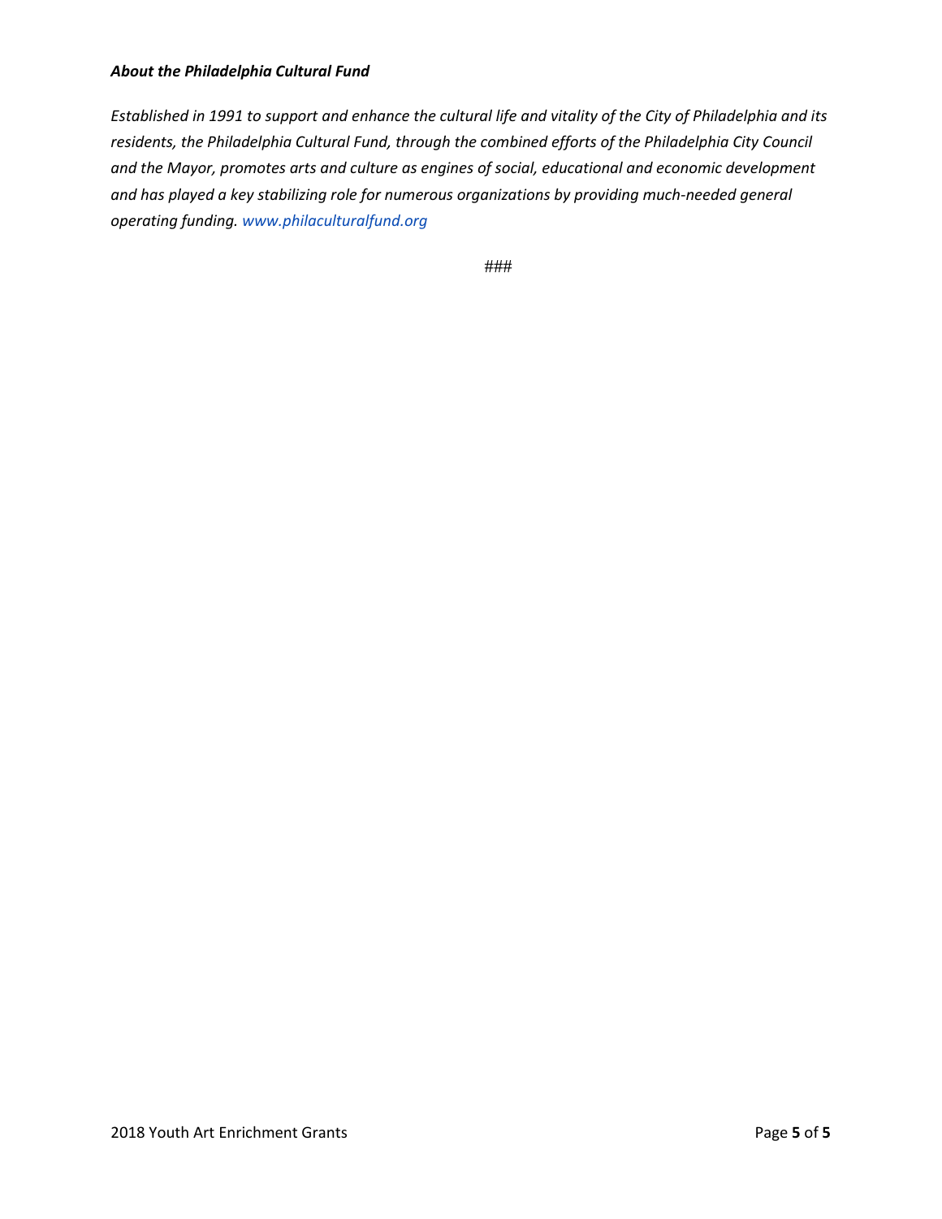***About the Philadelphia Cultural Fund***

*Established in 1991 to support and enhance the cultural life and vitality of the City of Philadelphia and its residents, the Philadelphia Cultural Fund, through the combined efforts of the Philadelphia City Council and the Mayor, promotes arts and culture as engines of social, educational and economic development and has played a key stabilizing role for numerous organizations by providing much-needed general operating funding. www.philaculturalfund.org*

###